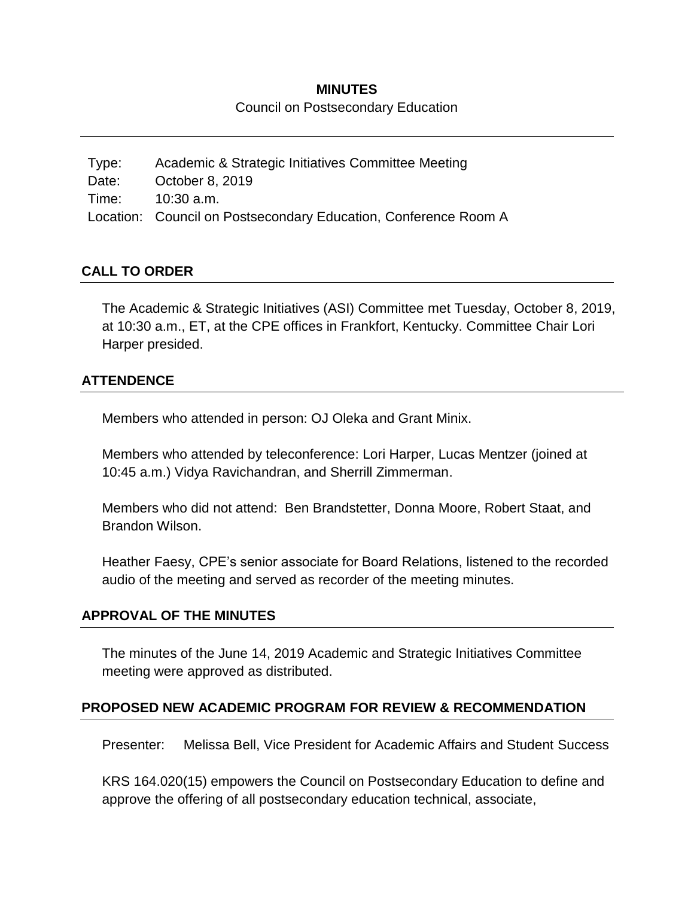**MINUTES**

Council on Postsecondary Education

---

Type: Academic & Strategic Initiatives Committee Meeting
Date: October 8, 2019
Time: 10:30 a.m.
Location: Council on Postsecondary Education, Conference Room A

## CALL TO ORDER

The Academic & Strategic Initiatives (ASI) Committee met Tuesday, October 8, 2019, at 10:30 a.m., ET, at the CPE offices in Frankfort, Kentucky. Committee Chair Lori Harper presided.

## ATTENDENCE

Members who attended in person: OJ Oleka and Grant Minix.

Members who attended by teleconference: Lori Harper, Lucas Mentzer (joined at 10:45 a.m.) Vidya Ravichandran, and Sherrill Zimmerman.

Members who did not attend: Ben Brandstetter, Donna Moore, Robert Staat, and Brandon Wilson.

Heather Faesy, CPE's senior associate for Board Relations, listened to the recorded audio of the meeting and served as recorder of the meeting minutes.

## APPROVAL OF THE MINUTES

The minutes of the June 14, 2019 Academic and Strategic Initiatives Committee meeting were approved as distributed.

## PROPOSED NEW ACADEMIC PROGRAM FOR REVIEW & RECOMMENDATION

Presenter: Melissa Bell, Vice President for Academic Affairs and Student Success

KRS 164.020(15) empowers the Council on Postsecondary Education to define and approve the offering of all postsecondary education technical, associate,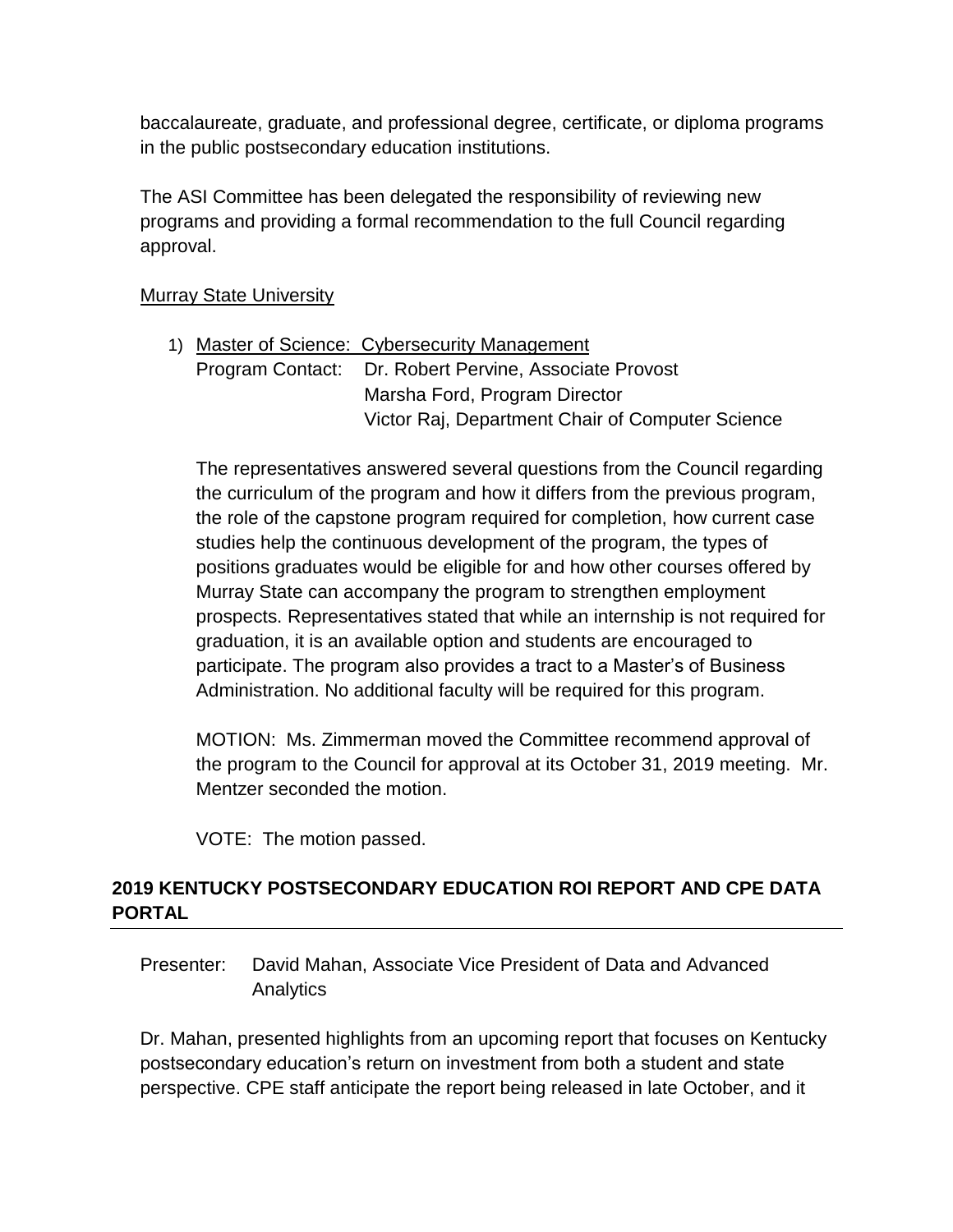baccalaureate, graduate, and professional degree, certificate, or diploma programs in the public postsecondary education institutions.

The ASI Committee has been delegated the responsibility of reviewing new programs and providing a formal recommendation to the full Council regarding approval.

Murray State University

1) Master of Science: Cybersecurity Management
   Program Contact: Dr. Robert Pervine, Associate Provost
   Marsha Ford, Program Director
   Victor Raj, Department Chair of Computer Science

   The representatives answered several questions from the Council regarding the curriculum of the program and how it differs from the previous program, the role of the capstone program required for completion, how current case studies help the continuous development of the program, the types of positions graduates would be eligible for and how other courses offered by Murray State can accompany the program to strengthen employment prospects. Representatives stated that while an internship is not required for graduation, it is an available option and students are encouraged to participate. The program also provides a tract to a Master's of Business Administration. No additional faculty will be required for this program.

   MOTION: Ms. Zimmerman moved the Committee recommend approval of the program to the Council for approval at its October 31, 2019 meeting. Mr. Mentzer seconded the motion.

   VOTE: The motion passed.

## 2019 KENTUCKY POSTSECONDARY EDUCATION ROI REPORT AND CPE DATA PORTAL

Presenter: David Mahan, Associate Vice President of Data and Advanced Analytics

Dr. Mahan, presented highlights from an upcoming report that focuses on Kentucky postsecondary education's return on investment from both a student and state perspective. CPE staff anticipate the report being released in late October, and it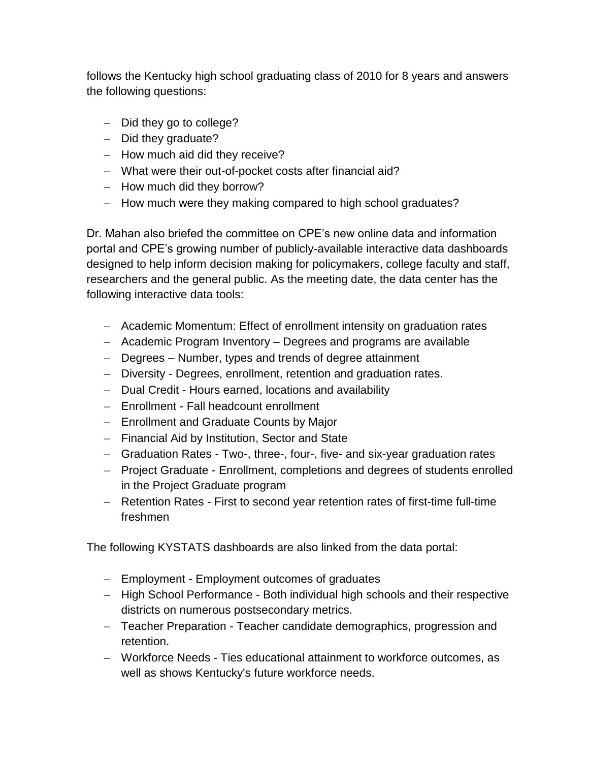follows the Kentucky high school graduating class of 2010 for 8 years and answers the following questions:

- Did they go to college?
- Did they graduate?
- How much aid did they receive?
- What were their out-of-pocket costs after financial aid?
- How much did they borrow?
- How much were they making compared to high school graduates?

Dr. Mahan also briefed the committee on CPE's new online data and information portal and CPE's growing number of publicly-available interactive data dashboards designed to help inform decision making for policymakers, college faculty and staff, researchers and the general public. As the meeting date, the data center has the following interactive data tools:

- Academic Momentum: Effect of enrollment intensity on graduation rates
- Academic Program Inventory – Degrees and programs are available
- Degrees – Number, types and trends of degree attainment
- Diversity - Degrees, enrollment, retention and graduation rates.
- Dual Credit - Hours earned, locations and availability
- Enrollment - Fall headcount enrollment
- Enrollment and Graduate Counts by Major
- Financial Aid by Institution, Sector and State
- Graduation Rates - Two-, three-, four-, five- and six-year graduation rates
- Project Graduate - Enrollment, completions and degrees of students enrolled in the Project Graduate program
- Retention Rates - First to second year retention rates of first-time full-time freshmen

The following KYSTATS dashboards are also linked from the data portal:

- Employment - Employment outcomes of graduates
- High School Performance - Both individual high schools and their respective districts on numerous postsecondary metrics.
- Teacher Preparation - Teacher candidate demographics, progression and retention.
- Workforce Needs - Ties educational attainment to workforce outcomes, as well as shows Kentucky's future workforce needs.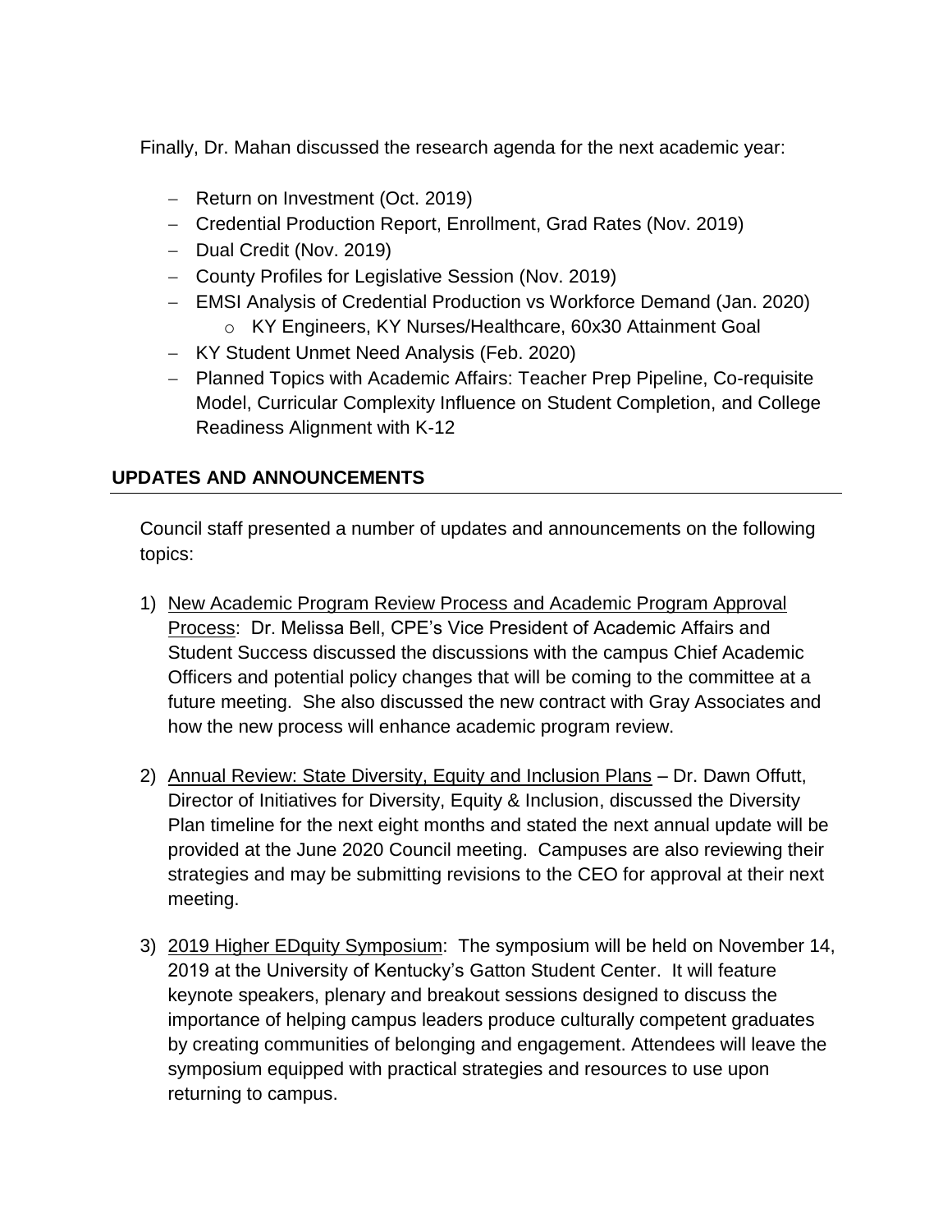Finally, Dr. Mahan discussed the research agenda for the next academic year:

- Return on Investment (Oct. 2019)
- Credential Production Report, Enrollment, Grad Rates (Nov. 2019)
- Dual Credit (Nov. 2019)
- County Profiles for Legislative Session (Nov. 2019)
- EMSI Analysis of Credential Production vs Workforce Demand (Jan. 2020)
  - KY Engineers, KY Nurses/Healthcare, 60x30 Attainment Goal
- KY Student Unmet Need Analysis (Feb. 2020)
- Planned Topics with Academic Affairs: Teacher Prep Pipeline, Co-requisite Model, Curricular Complexity Influence on Student Completion, and College Readiness Alignment with K-12

## UPDATES AND ANNOUNCEMENTS

Council staff presented a number of updates and announcements on the following topics:

1) New Academic Program Review Process and Academic Program Approval Process: Dr. Melissa Bell, CPE's Vice President of Academic Affairs and Student Success discussed the discussions with the campus Chief Academic Officers and potential policy changes that will be coming to the committee at a future meeting. She also discussed the new contract with Gray Associates and how the new process will enhance academic program review.

2) Annual Review: State Diversity, Equity and Inclusion Plans – Dr. Dawn Offutt, Director of Initiatives for Diversity, Equity & Inclusion, discussed the Diversity Plan timeline for the next eight months and stated the next annual update will be provided at the June 2020 Council meeting. Campuses are also reviewing their strategies and may be submitting revisions to the CEO for approval at their next meeting.

3) 2019 Higher EDquity Symposium: The symposium will be held on November 14, 2019 at the University of Kentucky's Gatton Student Center. It will feature keynote speakers, plenary and breakout sessions designed to discuss the importance of helping campus leaders produce culturally competent graduates by creating communities of belonging and engagement. Attendees will leave the symposium equipped with practical strategies and resources to use upon returning to campus.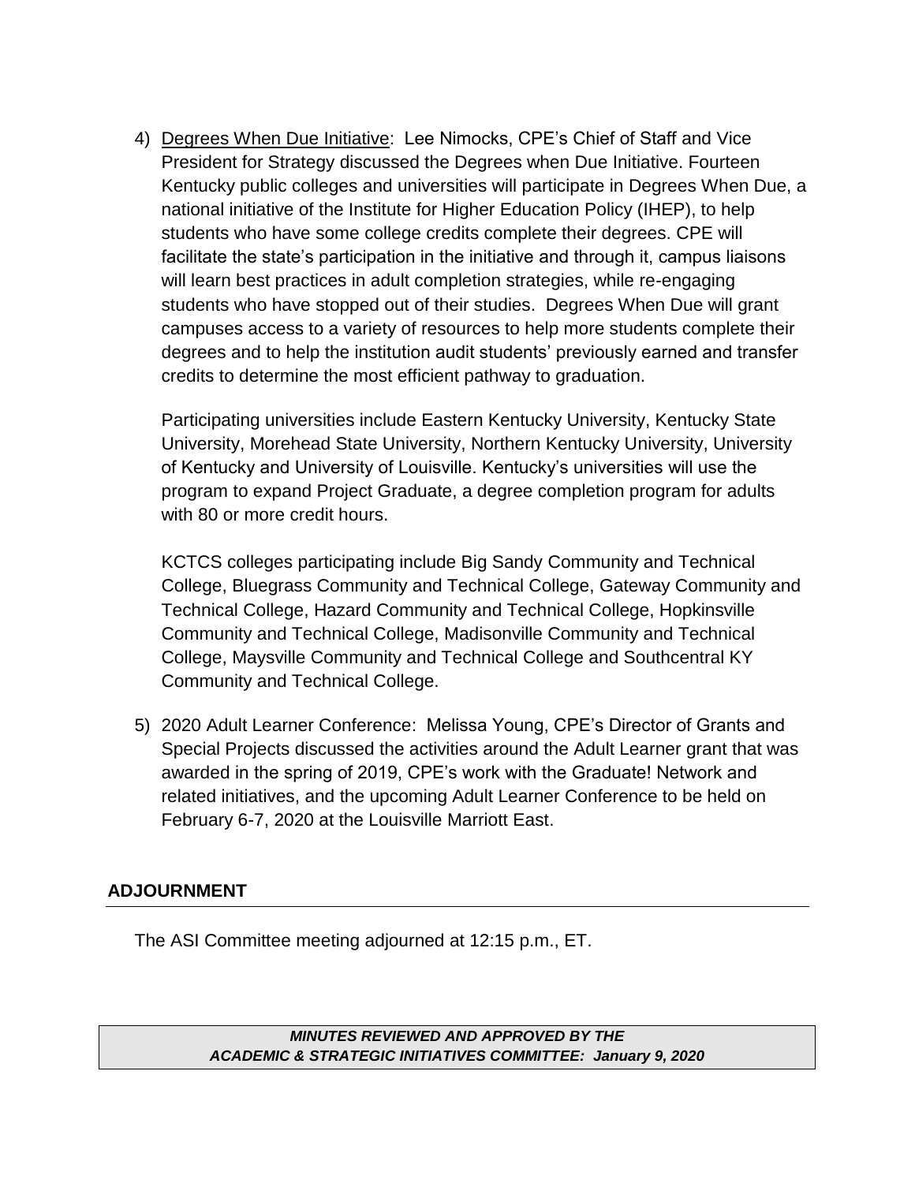4) Degrees When Due Initiative: Lee Nimocks, CPE's Chief of Staff and Vice President for Strategy discussed the Degrees when Due Initiative. Fourteen Kentucky public colleges and universities will participate in Degrees When Due, a national initiative of the Institute for Higher Education Policy (IHEP), to help students who have some college credits complete their degrees. CPE will facilitate the state's participation in the initiative and through it, campus liaisons will learn best practices in adult completion strategies, while re-engaging students who have stopped out of their studies. Degrees When Due will grant campuses access to a variety of resources to help more students complete their degrees and to help the institution audit students' previously earned and transfer credits to determine the most efficient pathway to graduation.

   Participating universities include Eastern Kentucky University, Kentucky State University, Morehead State University, Northern Kentucky University, University of Kentucky and University of Louisville. Kentucky's universities will use the program to expand Project Graduate, a degree completion program for adults with 80 or more credit hours.

   KCTCS colleges participating include Big Sandy Community and Technical College, Bluegrass Community and Technical College, Gateway Community and Technical College, Hazard Community and Technical College, Hopkinsville Community and Technical College, Madisonville Community and Technical College, Maysville Community and Technical College and Southcentral KY Community and Technical College.

5) 2020 Adult Learner Conference: Melissa Young, CPE's Director of Grants and Special Projects discussed the activities around the Adult Learner grant that was awarded in the spring of 2019, CPE's work with the Graduate! Network and related initiatives, and the upcoming Adult Learner Conference to be held on February 6-7, 2020 at the Louisville Marriott East.

## ADJOURNMENT

The ASI Committee meeting adjourned at 12:15 p.m., ET.

***MINUTES REVIEWED AND APPROVED BY THE ACADEMIC & STRATEGIC INITIATIVES COMMITTEE: January 9, 2020***